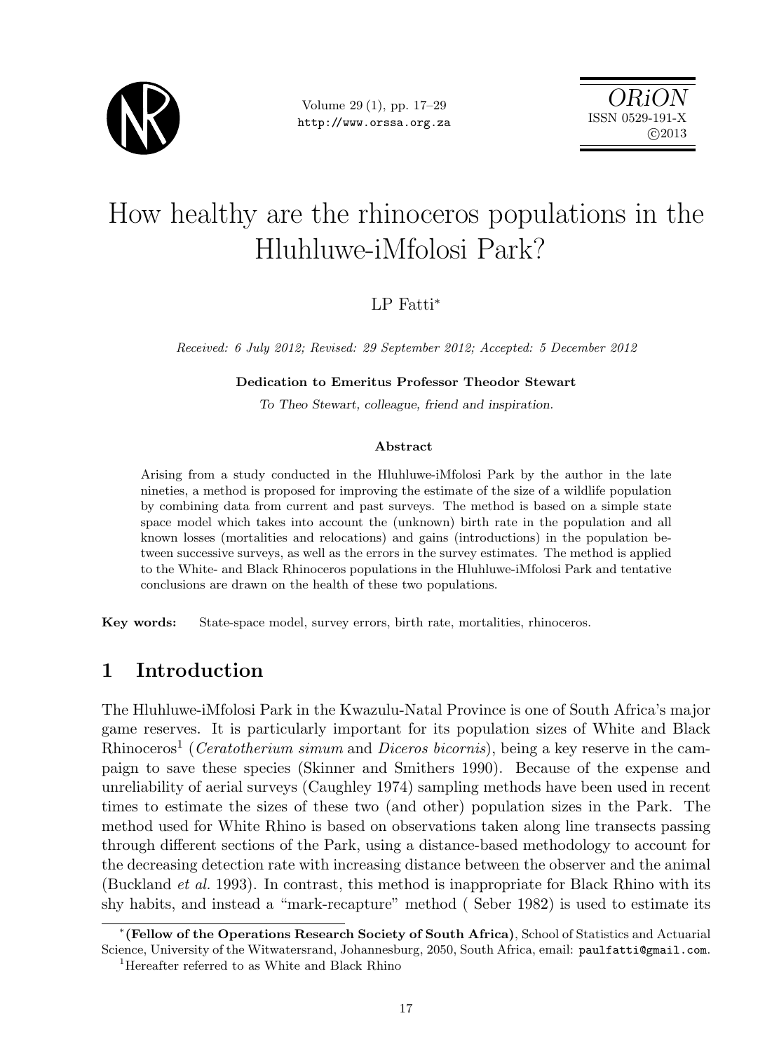# How healthy are the rhinoceros populations in the Hluhluwe-iMfolosi Park?

LP Fatti*

*Received: 6 July 2012; Revised: 29 September 2012; Accepted: 5 December 2012*

**Dedication to Emeritus Professor Theodor Stewart**

*To Theo Stewart, colleague, friend and inspiration.*

### Abstract

Arising from a study conducted in the Hluhluwe-iMfolosi Park by the author in the late nineties, a method is proposed for improving the estimate of the size of a wildlife population by combining data from current and past surveys. The method is based on a simple state space model which takes into account the (unknown) birth rate in the population and all known losses (mortalities and relocations) and gains (introductions) in the population between successive surveys, as well as the errors in the survey estimates. The method is applied to the White- and Black Rhinoceros populations in the Hluhluwe-iMfolosi Park and tentative conclusions are drawn on the health of these two populations.

**Key words:** State-space model, survey errors, birth rate, mortalities, rhinoceros.

## 1 Introduction

The Hluhluwe-iMfolosi Park in the Kwazulu-Natal Province is one of South Africa's major game reserves. It is particularly important for its population sizes of White and Black Rhinoceros[1] (*Ceratotherium simum* and *Diceros bicornis*), being a key reserve in the campaign to save these species (Skinner and Smithers 1990). Because of the expense and unreliability of aerial surveys (Caughley 1974) sampling methods have been used in recent times to estimate the sizes of these two (and other) population sizes in the Park. The method used for White Rhino is based on observations taken along line transects passing through different sections of the Park, using a distance-based methodology to account for the decreasing detection rate with increasing distance between the observer and the animal (Buckland *et al.* 1993). In contrast, this method is inappropriate for Black Rhino with its shy habits, and instead a "mark-recapture" method ( Seber 1982) is used to estimate its

*(**Fellow of the Operations Research Society of South Africa**), School of Statistics and Actuarial Science, University of the Witwatersrand, Johannesburg, 2050, South Africa, email: paulfatti@gmail.com.

[1] Hereafter referred to as White and Black Rhino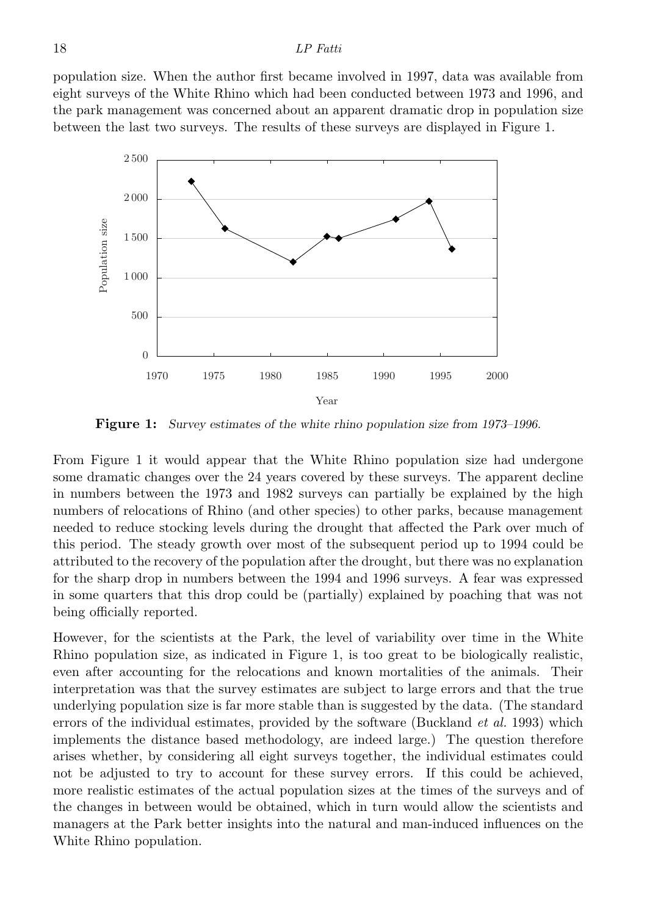population size. When the author first became involved in 1997, data was available from eight surveys of the White Rhino which had been conducted between 1973 and 1996, and the park management was concerned about an apparent dramatic drop in population size between the last two surveys. The results of these surveys are displayed in Figure 1.

**Figure 1:** *Survey estimates of the white rhino population size from 1973–1996.*

From Figure 1 it would appear that the White Rhino population size had undergone some dramatic changes over the 24 years covered by these surveys. The apparent decline in numbers between the 1973 and 1982 surveys can partially be explained by the high numbers of relocations of Rhino (and other species) to other parks, because management needed to reduce stocking levels during the drought that affected the Park over much of this period. The steady growth over most of the subsequent period up to 1994 could be attributed to the recovery of the population after the drought, but there was no explanation for the sharp drop in numbers between the 1994 and 1996 surveys. A fear was expressed in some quarters that this drop could be (partially) explained by poaching that was not being officially reported.

However, for the scientists at the Park, the level of variability over time in the White Rhino population size, as indicated in Figure 1, is too great to be biologically realistic, even after accounting for the relocations and known mortalities of the animals. Their interpretation was that the survey estimates are subject to large errors and that the true underlying population size is far more stable than is suggested by the data. (The standard errors of the individual estimates, provided by the software (Buckland *et al.* 1993) which implements the distance based methodology, are indeed large.) The question therefore arises whether, by considering all eight surveys together, the individual estimates could not be adjusted to try to account for these survey errors. If this could be achieved, more realistic estimates of the actual population sizes at the times of the surveys and of the changes in between would be obtained, which in turn would allow the scientists and managers at the Park better insights into the natural and man-induced influences on the White Rhino population.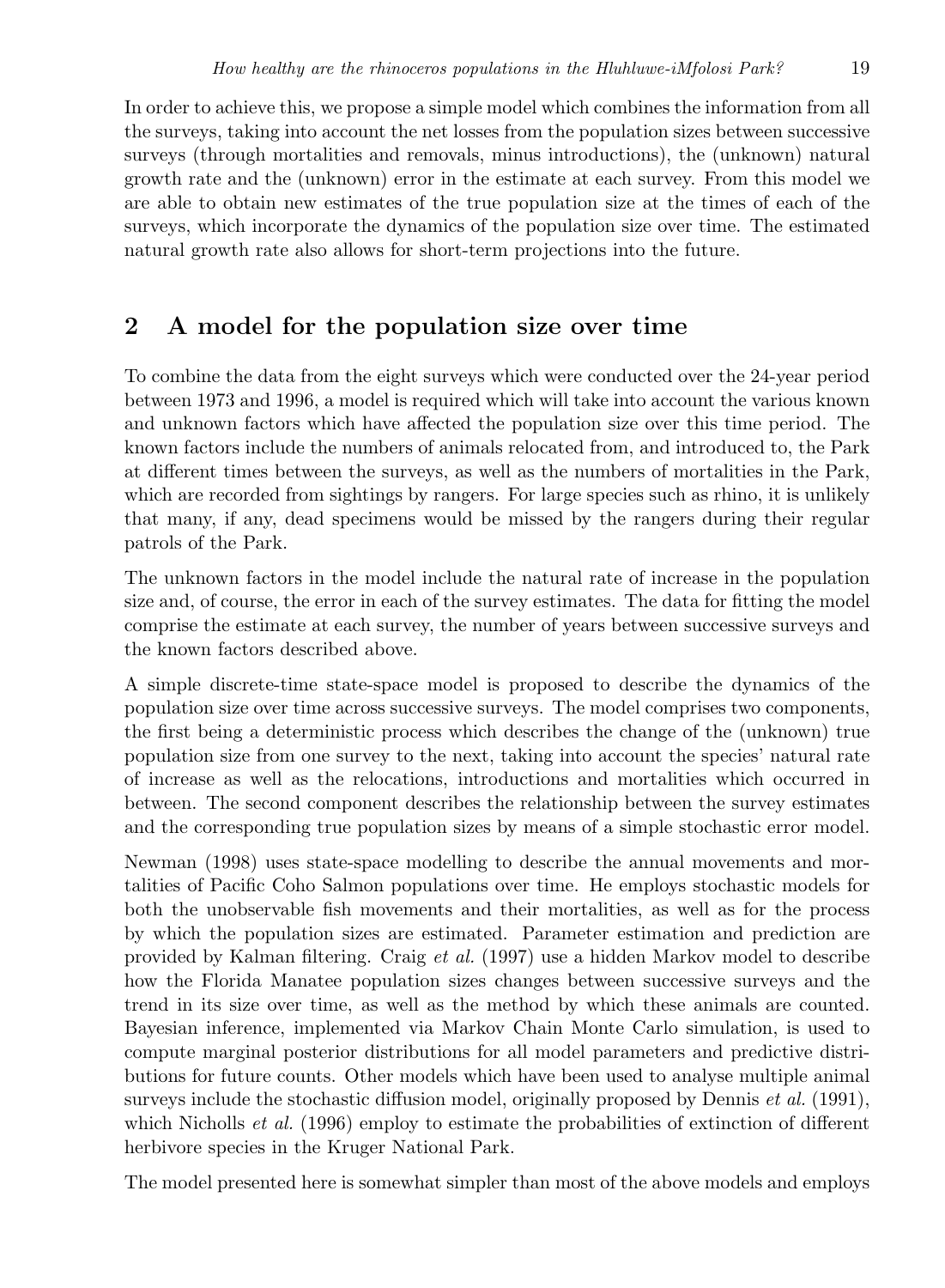In order to achieve this, we propose a simple model which combines the information from all the surveys, taking into account the net losses from the population sizes between successive surveys (through mortalities and removals, minus introductions), the (unknown) natural growth rate and the (unknown) error in the estimate at each survey. From this model we are able to obtain new estimates of the true population size at the times of each of the surveys, which incorporate the dynamics of the population size over time. The estimated natural growth rate also allows for short-term projections into the future.

## 2 A model for the population size over time

To combine the data from the eight surveys which were conducted over the 24-year period between 1973 and 1996, a model is required which will take into account the various known and unknown factors which have affected the population size over this time period. The known factors include the numbers of animals relocated from, and introduced to, the Park at different times between the surveys, as well as the numbers of mortalities in the Park, which are recorded from sightings by rangers. For large species such as rhino, it is unlikely that many, if any, dead specimens would be missed by the rangers during their regular patrols of the Park.

The unknown factors in the model include the natural rate of increase in the population size and, of course, the error in each of the survey estimates. The data for fitting the model comprise the estimate at each survey, the number of years between successive surveys and the known factors described above.

A simple discrete-time state-space model is proposed to describe the dynamics of the population size over time across successive surveys. The model comprises two components, the first being a deterministic process which describes the change of the (unknown) true population size from one survey to the next, taking into account the species' natural rate of increase as well as the relocations, introductions and mortalities which occurred in between. The second component describes the relationship between the survey estimates and the corresponding true population sizes by means of a simple stochastic error model.

Newman (1998) uses state-space modelling to describe the annual movements and mortalities of Pacific Coho Salmon populations over time. He employs stochastic models for both the unobservable fish movements and their mortalities, as well as for the process by which the population sizes are estimated. Parameter estimation and prediction are provided by Kalman filtering. Craig *et al.* (1997) use a hidden Markov model to describe how the Florida Manatee population sizes changes between successive surveys and the trend in its size over time, as well as the method by which these animals are counted. Bayesian inference, implemented via Markov Chain Monte Carlo simulation, is used to compute marginal posterior distributions for all model parameters and predictive distributions for future counts. Other models which have been used to analyse multiple animal surveys include the stochastic diffusion model, originally proposed by Dennis *et al.* (1991), which Nicholls *et al.* (1996) employ to estimate the probabilities of extinction of different herbivore species in the Kruger National Park.

The model presented here is somewhat simpler than most of the above models and employs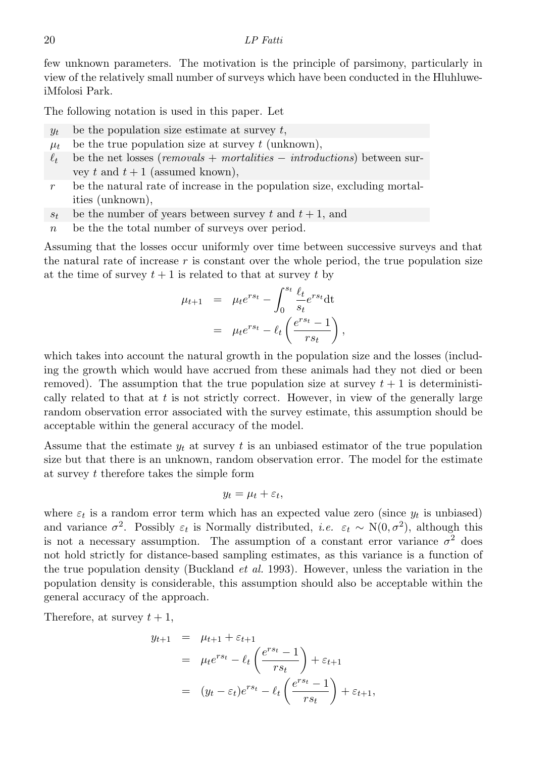few unknown parameters. The motivation is the principle of parsimony, particularly in view of the relatively small number of surveys which have been conducted in the Hluhluwe-iMfolosi Park.

The following notation is used in this paper. Let

| | |
|---|---|
| $y_t$ | be the population size estimate at survey $t$, |
| $\mu_t$ | be the true population size at survey $t$ (unknown), |
| $\ell_t$ | be the net losses (*removals* + *mortalities* − *introductions*) between survey $t$ and $t+1$ (assumed known), |
| $r$ | be the natural rate of increase in the population size, excluding mortalities (unknown), |
| $s_t$ | be the number of years between survey $t$ and $t+1$, and |
| $n$ | be the the total number of surveys over period. |

Assuming that the losses occur uniformly over time between successive surveys and that the natural rate of increase $r$ is constant over the whole period, the true population size at the time of survey $t+1$ is related to that at survey $t$ by

$$
\begin{aligned}
\mu_{t+1} &= \mu_t e^{rs_t} - \int_0^{s_t} \frac{\ell_t}{s_t} e^{rs_t} \mathrm{dt} \\
&= \mu_t e^{rs_t} - \ell_t \left( \frac{e^{rs_t} - 1}{rs_t} \right),
\end{aligned}
$$

which takes into account the natural growth in the population size and the losses (including the growth which would have accrued from these animals had they not died or been removed). The assumption that the true population size at survey $t+1$ is deterministically related to that at $t$ is not strictly correct. However, in view of the generally large random observation error associated with the survey estimate, this assumption should be acceptable within the general accuracy of the model.

Assume that the estimate $y_t$ at survey $t$ is an unbiased estimator of the true population size but that there is an unknown, random observation error. The model for the estimate at survey $t$ therefore takes the simple form

$$
y_t = \mu_t + \varepsilon_t,
$$

where $\varepsilon_t$ is a random error term which has an expected value zero (since $y_t$ is unbiased) and variance $\sigma^2$. Possibly $\varepsilon_t$ is Normally distributed, *i.e.* $\varepsilon_t \sim \mathrm{N}(0, \sigma^2)$, although this is not a necessary assumption. The assumption of a constant error variance $\sigma^2$ does not hold strictly for distance-based sampling estimates, as this variance is a function of the true population density (Buckland *et al.* 1993). However, unless the variation in the population density is considerable, this assumption should also be acceptable within the general accuracy of the approach.

Therefore, at survey $t+1$,

$$
\begin{aligned}
y_{t+1} &= \mu_{t+1} + \varepsilon_{t+1} \\
&= \mu_t e^{rs_t} - \ell_t \left( \frac{e^{rs_t} - 1}{rs_t} \right) + \varepsilon_{t+1} \\
&= (y_t - \varepsilon_t) e^{rs_t} - \ell_t \left( \frac{e^{rs_t} - 1}{rs_t} \right) + \varepsilon_{t+1},
\end{aligned}
$$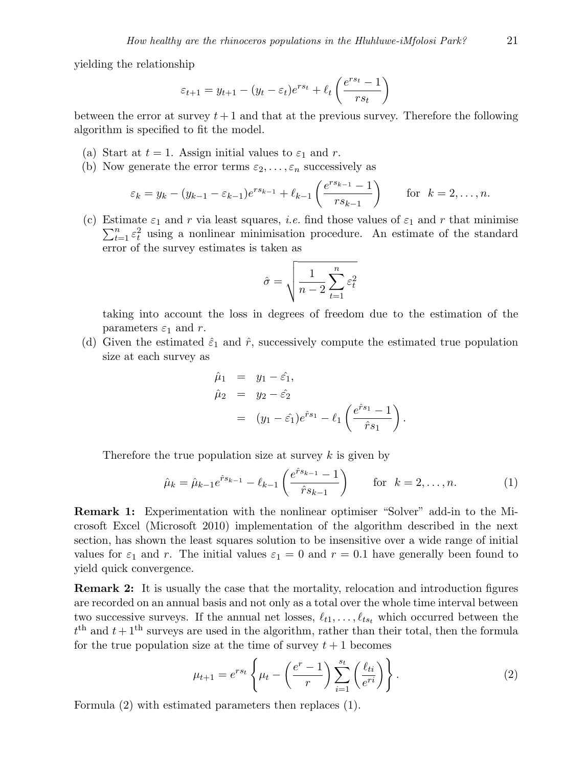yielding the relationship

$$\varepsilon_{t+1} = y_{t+1} - (y_t - \varepsilon_t)e^{rs_t} + \ell_t \left( \frac{e^{rs_t} - 1}{rs_t} \right)$$

between the error at survey $t+1$ and that at the previous survey. Therefore the following algorithm is specified to fit the model.

(a) Start at $t = 1$. Assign initial values to $\varepsilon_1$ and $r$.

(b) Now generate the error terms $\varepsilon_2, \ldots, \varepsilon_n$ successively as

$$\varepsilon_k = y_k - (y_{k-1} - \varepsilon_{k-1})e^{rs_{k-1}} + \ell_{k-1} \left( \frac{e^{rs_{k-1}} - 1}{rs_{k-1}} \right) \qquad \text{for} \quad k = 2, \ldots, n.$$

(c) Estimate $\varepsilon_1$ and $r$ via least squares, *i.e.* find those values of $\varepsilon_1$ and $r$ that minimise $\sum_{t=1}^{n} \varepsilon_t^2$ using a nonlinear minimisation procedure. An estimate of the standard error of the survey estimates is taken as

$$\hat{\sigma} = \sqrt{\frac{1}{n-2} \sum_{t=1}^{n} \varepsilon_t^2}$$

taking into account the loss in degrees of freedom due to the estimation of the parameters $\varepsilon_1$ and $r$.

(d) Given the estimated $\hat{\varepsilon}_1$ and $\hat{r}$, successively compute the estimated true population size at each survey as

$$\begin{aligned} \hat{\mu}_1 &= y_1 - \hat{\varepsilon_1}, \\ \hat{\mu}_2 &= y_2 - \hat{\varepsilon_2} \\ &= (y_1 - \hat{\varepsilon_1})e^{\hat{r}s_1} - \ell_1 \left( \frac{e^{\hat{r}s_1} - 1}{\hat{r}s_1} \right). \end{aligned}$$

Therefore the true population size at survey $k$ is given by

$$\hat{\mu}_k = \hat{\mu}_{k-1} e^{\hat{r}s_{k-1}} - \ell_{k-1} \left( \frac{e^{\hat{r}s_{k-1}} - 1}{\hat{r}s_{k-1}} \right) \qquad \text{for} \quad k = 2, \ldots, n. \tag{1}$$

**Remark 1:** Experimentation with the nonlinear optimiser "Solver" add-in to the Microsoft Excel (Microsoft 2010) implementation of the algorithm described in the next section, has shown the least squares solution to be insensitive over a wide range of initial values for $\varepsilon_1$ and $r$. The initial values $\varepsilon_1 = 0$ and $r = 0.1$ have generally been found to yield quick convergence.

**Remark 2:** It is usually the case that the mortality, relocation and introduction figures are recorded on an annual basis and not only as a total over the whole time interval between two successive surveys. If the annual net losses, $\ell_{t1}, \ldots, \ell_{ts_t}$ which occurred between the $t^{\text{th}}$ and $t+1^{\text{th}}$ surveys are used in the algorithm, rather than their total, then the formula for the true population size at the time of survey $t+1$ becomes

$$\mu_{t+1} = e^{rs_t} \left\{ \mu_t - \left( \frac{e^r - 1}{r} \right) \sum_{i=1}^{s_t} \left( \frac{\ell_{ti}}{e^{ri}} \right) \right\}. \tag{2}$$

Formula (2) with estimated parameters then replaces (1).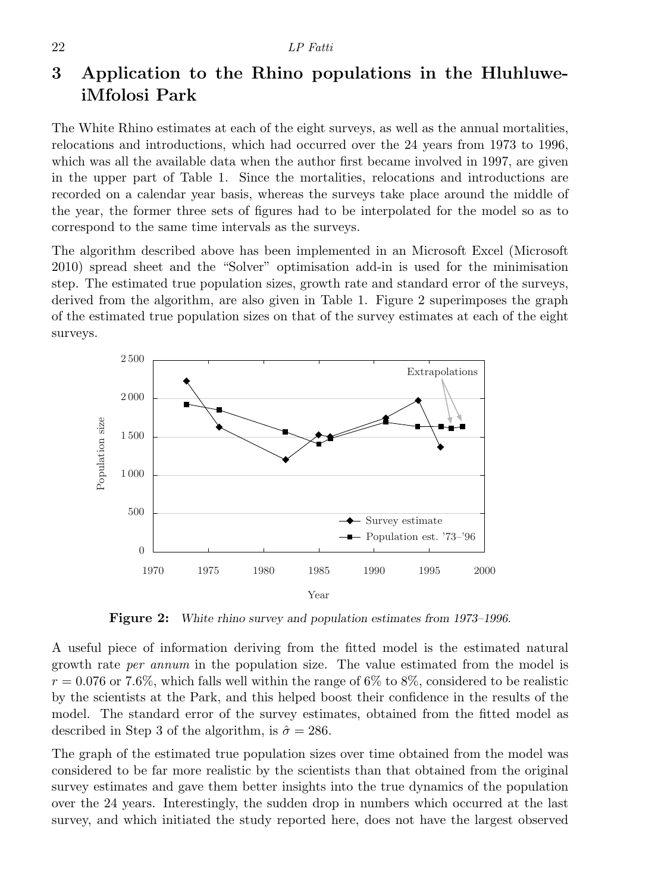## 3 Application to the Rhino populations in the Hluhluwe-iMfolosi Park

The White Rhino estimates at each of the eight surveys, as well as the annual mortalities, relocations and introductions, which had occurred over the 24 years from 1973 to 1996, which was all the available data when the author first became involved in 1997, are given in the upper part of Table 1. Since the mortalities, relocations and introductions are recorded on a calendar year basis, whereas the surveys take place around the middle of the year, the former three sets of figures had to be interpolated for the model so as to correspond to the same time intervals as the surveys.

The algorithm described above has been implemented in an Microsoft Excel (Microsoft 2010) spread sheet and the "Solver" optimisation add-in is used for the minimisation step. The estimated true population sizes, growth rate and standard error of the surveys, derived from the algorithm, are also given in Table 1. Figure 2 superimposes the graph of the estimated true population sizes on that of the survey estimates at each of the eight surveys.

**Figure 2:** *White rhino survey and population estimates from 1973–1996.*

A useful piece of information deriving from the fitted model is the estimated natural growth rate *per annum* in the population size. The value estimated from the model is $r = 0.076$ or 7.6%, which falls well within the range of 6% to 8%, considered to be realistic by the scientists at the Park, and this helped boost their confidence in the results of the model. The standard error of the survey estimates, obtained from the fitted model as described in Step 3 of the algorithm, is $\hat{\sigma} = 286$.

The graph of the estimated true population sizes over time obtained from the model was considered to be far more realistic by the scientists than that obtained from the original survey estimates and gave them better insights into the true dynamics of the population over the 24 years. Interestingly, the sudden drop in numbers which occurred at the last survey, and which initiated the study reported here, does not have the largest observed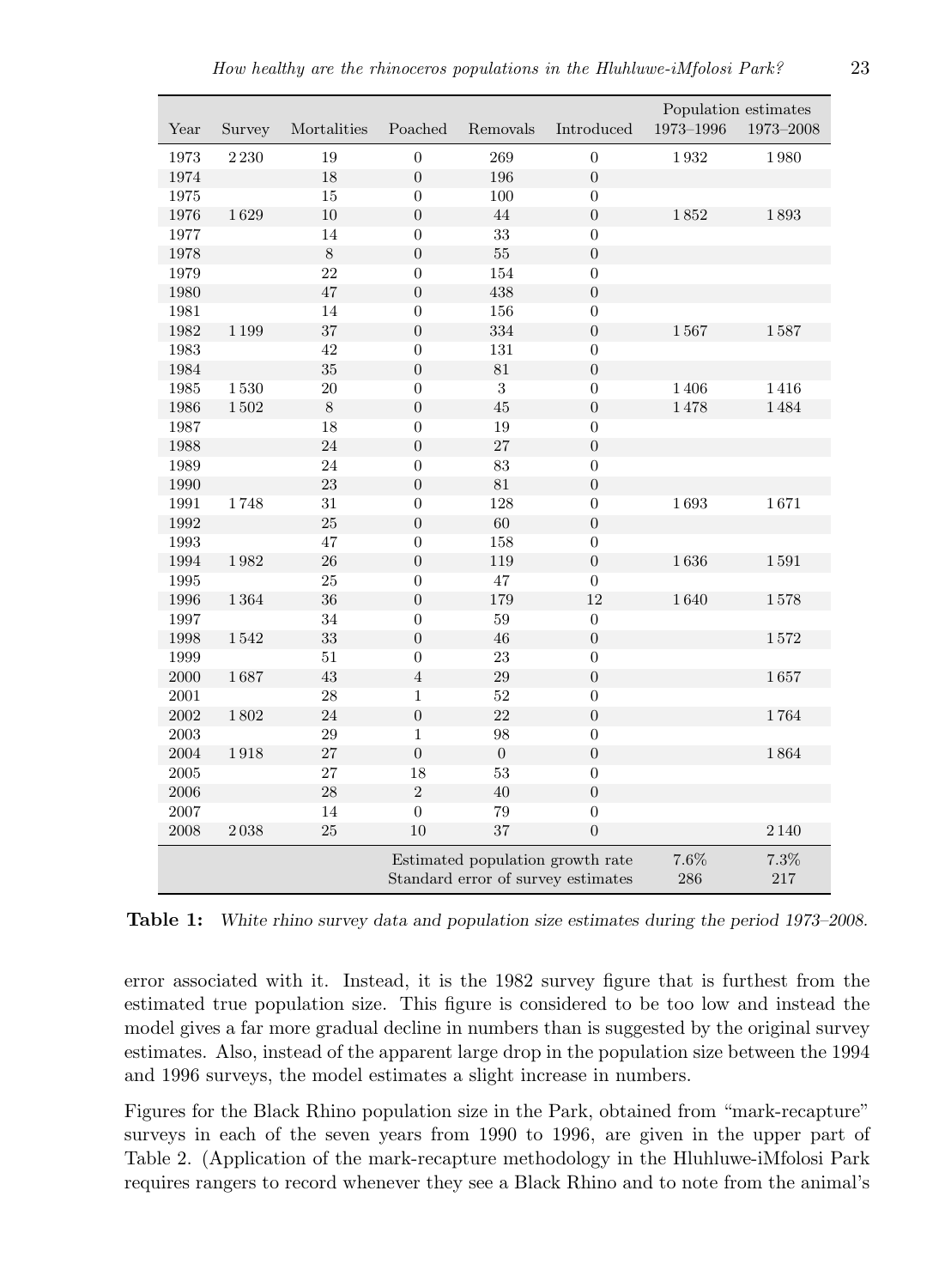| Year | Survey | Mortalities | Poached | Removals | Introduced | Population estimates 1973–1996 | Population estimates 1973–2008 |
|---|---|---|---|---|---|---|---|
| 1973 | 2 230 | 19 | 0 | 269 | 0 | 1 932 | 1 980 |
| 1974 | | 18 | 0 | 196 | 0 | | |
| 1975 | | 15 | 0 | 100 | 0 | | |
| 1976 | 1 629 | 10 | 0 | 44 | 0 | 1 852 | 1 893 |
| 1977 | | 14 | 0 | 33 | 0 | | |
| 1978 | | 8 | 0 | 55 | 0 | | |
| 1979 | | 22 | 0 | 154 | 0 | | |
| 1980 | | 47 | 0 | 438 | 0 | | |
| 1981 | | 14 | 0 | 156 | 0 | | |
| 1982 | 1 199 | 37 | 0 | 334 | 0 | 1 567 | 1 587 |
| 1983 | | 42 | 0 | 131 | 0 | | |
| 1984 | | 35 | 0 | 81 | 0 | | |
| 1985 | 1 530 | 20 | 0 | 3 | 0 | 1 406 | 1 416 |
| 1986 | 1 502 | 8 | 0 | 45 | 0 | 1 478 | 1 484 |
| 1987 | | 18 | 0 | 19 | 0 | | |
| 1988 | | 24 | 0 | 27 | 0 | | |
| 1989 | | 24 | 0 | 83 | 0 | | |
| 1990 | | 23 | 0 | 81 | 0 | | |
| 1991 | 1 748 | 31 | 0 | 128 | 0 | 1 693 | 1 671 |
| 1992 | | 25 | 0 | 60 | 0 | | |
| 1993 | | 47 | 0 | 158 | 0 | | |
| 1994 | 1 982 | 26 | 0 | 119 | 0 | 1 636 | 1 591 |
| 1995 | | 25 | 0 | 47 | 0 | | |
| 1996 | 1 364 | 36 | 0 | 179 | 12 | 1 640 | 1 578 |
| 1997 | | 34 | 0 | 59 | 0 | | |
| 1998 | 1 542 | 33 | 0 | 46 | 0 | | 1 572 |
| 1999 | | 51 | 0 | 23 | 0 | | |
| 2000 | 1 687 | 43 | 4 | 29 | 0 | | 1 657 |
| 2001 | | 28 | 1 | 52 | 0 | | |
| 2002 | 1 802 | 24 | 0 | 22 | 0 | | 1 764 |
| 2003 | | 29 | 1 | 98 | 0 | | |
| 2004 | 1 918 | 27 | 0 | 0 | 0 | | 1 864 |
| 2005 | | 27 | 18 | 53 | 0 | | |
| 2006 | | 28 | 2 | 40 | 0 | | |
| 2007 | | 14 | 0 | 79 | 0 | | |
| 2008 | 2 038 | 25 | 10 | 37 | 0 | | 2 140 |
| | | | Estimated population growth rate | | | 7.6% | 7.3% |
| | | | Standard error of survey estimates | | | 286 | 217 |

**Table 1:** *White rhino survey data and population size estimates during the period 1973–2008.*

error associated with it. Instead, it is the 1982 survey figure that is furthest from the estimated true population size. This figure is considered to be too low and instead the model gives a far more gradual decline in numbers than is suggested by the original survey estimates. Also, instead of the apparent large drop in the population size between the 1994 and 1996 surveys, the model estimates a slight increase in numbers.

Figures for the Black Rhino population size in the Park, obtained from "mark-recapture" surveys in each of the seven years from 1990 to 1996, are given in the upper part of Table 2. (Application of the mark-recapture methodology in the Hluhluwe-iMfolosi Park requires rangers to record whenever they see a Black Rhino and to note from the animal's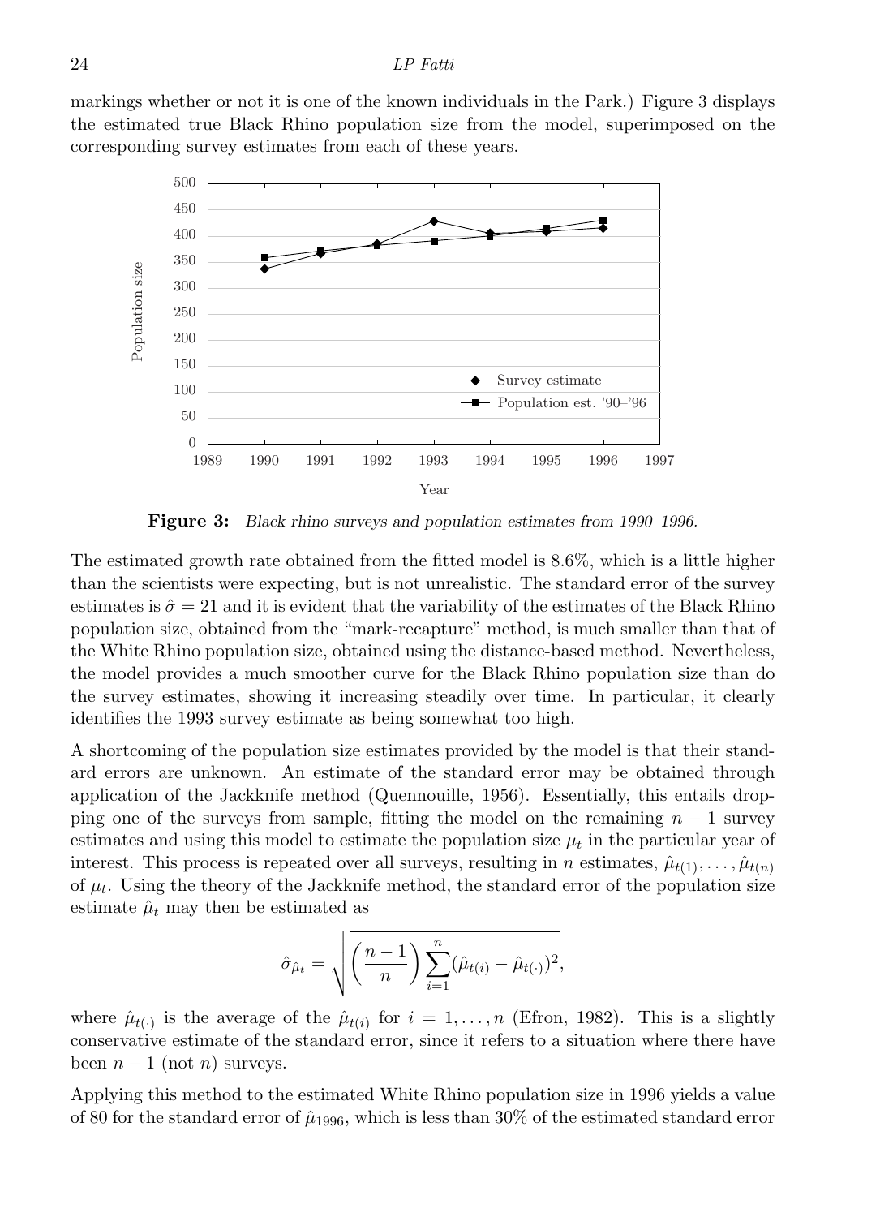markings whether or not it is one of the known individuals in the Park.) Figure 3 displays the estimated true Black Rhino population size from the model, superimposed on the corresponding survey estimates from each of these years.

**Figure 3:** *Black rhino surveys and population estimates from 1990–1996.*

The estimated growth rate obtained from the fitted model is 8.6%, which is a little higher than the scientists were expecting, but is not unrealistic. The standard error of the survey estimates is $\hat{\sigma} = 21$ and it is evident that the variability of the estimates of the Black Rhino population size, obtained from the "mark-recapture" method, is much smaller than that of the White Rhino population size, obtained using the distance-based method. Nevertheless, the model provides a much smoother curve for the Black Rhino population size than do the survey estimates, showing it increasing steadily over time. In particular, it clearly identifies the 1993 survey estimate as being somewhat too high.

A shortcoming of the population size estimates provided by the model is that their standard errors are unknown. An estimate of the standard error may be obtained through application of the Jackknife method (Quennouille, 1956). Essentially, this entails dropping one of the surveys from sample, fitting the model on the remaining $n-1$ survey estimates and using this model to estimate the population size $\mu_t$ in the particular year of interest. This process is repeated over all surveys, resulting in $n$ estimates, $\hat{\mu}_{t(1)}, \ldots, \hat{\mu}_{t(n)}$ of $\mu_t$. Using the theory of the Jackknife method, the standard error of the population size estimate $\hat{\mu}_t$ may then be estimated as

$$\hat{\sigma}_{\hat{\mu}_t} = \sqrt{\left(\frac{n-1}{n}\right) \sum_{i=1}^{n} (\hat{\mu}_{t(i)} - \hat{\mu}_{t(\cdot)})^2},$$

where $\hat{\mu}_{t(\cdot)}$ is the average of the $\hat{\mu}_{t(i)}$ for $i = 1, \ldots, n$ (Efron, 1982). This is a slightly conservative estimate of the standard error, since it refers to a situation where there have been $n-1$ (not $n$) surveys.

Applying this method to the estimated White Rhino population size in 1996 yields a value of 80 for the standard error of $\hat{\mu}_{1996}$, which is less than 30% of the estimated standard error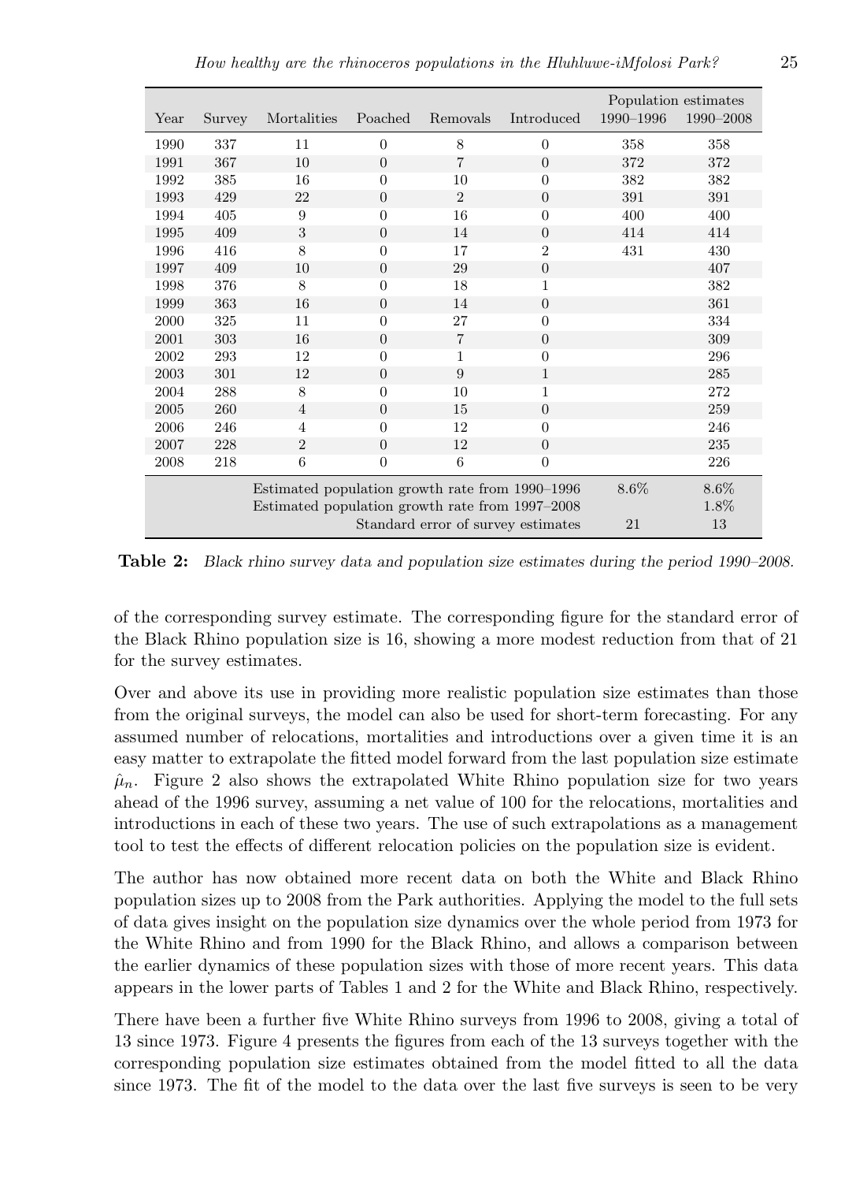| Year | Survey | Mortalities | Poached | Removals | Introduced | Population estimates 1990–1996 | 1990–2008 |
|---|---|---|---|---|---|---|---|
| 1990 | 337 | 11 | 0 | 8 | 0 | 358 | 358 |
| 1991 | 367 | 10 | 0 | 7 | 0 | 372 | 372 |
| 1992 | 385 | 16 | 0 | 10 | 0 | 382 | 382 |
| 1993 | 429 | 22 | 0 | 2 | 0 | 391 | 391 |
| 1994 | 405 | 9 | 0 | 16 | 0 | 400 | 400 |
| 1995 | 409 | 3 | 0 | 14 | 0 | 414 | 414 |
| 1996 | 416 | 8 | 0 | 17 | 2 | 431 | 430 |
| 1997 | 409 | 10 | 0 | 29 | 0 | | 407 |
| 1998 | 376 | 8 | 0 | 18 | 1 | | 382 |
| 1999 | 363 | 16 | 0 | 14 | 0 | | 361 |
| 2000 | 325 | 11 | 0 | 27 | 0 | | 334 |
| 2001 | 303 | 16 | 0 | 7 | 0 | | 309 |
| 2002 | 293 | 12 | 0 | 1 | 0 | | 296 |
| 2003 | 301 | 12 | 0 | 9 | 1 | | 285 |
| 2004 | 288 | 8 | 0 | 10 | 1 | | 272 |
| 2005 | 260 | 4 | 0 | 15 | 0 | | 259 |
| 2006 | 246 | 4 | 0 | 12 | 0 | | 246 |
| 2007 | 228 | 2 | 0 | 12 | 0 | | 235 |
| 2008 | 218 | 6 | 0 | 6 | 0 | | 226 |
| | | Estimated population growth rate from 1990–1996 | | | | 8.6% | 8.6% |
| | | Estimated population growth rate from 1997–2008 | | | | | 1.8% |
| | | Standard error of survey estimates | | | | 21 | 13 |

**Table 2:** *Black rhino survey data and population size estimates during the period 1990–2008.*

of the corresponding survey estimate. The corresponding figure for the standard error of the Black Rhino population size is 16, showing a more modest reduction from that of 21 for the survey estimates.

Over and above its use in providing more realistic population size estimates than those from the original surveys, the model can also be used for short-term forecasting. For any assumed number of relocations, mortalities and introductions over a given time it is an easy matter to extrapolate the fitted model forward from the last population size estimate $\hat{\mu}_n$. Figure 2 also shows the extrapolated White Rhino population size for two years ahead of the 1996 survey, assuming a net value of 100 for the relocations, mortalities and introductions in each of these two years. The use of such extrapolations as a management tool to test the effects of different relocation policies on the population size is evident.

The author has now obtained more recent data on both the White and Black Rhino population sizes up to 2008 from the Park authorities. Applying the model to the full sets of data gives insight on the population size dynamics over the whole period from 1973 for the White Rhino and from 1990 for the Black Rhino, and allows a comparison between the earlier dynamics of these population sizes with those of more recent years. This data appears in the lower parts of Tables 1 and 2 for the White and Black Rhino, respectively.

There have been a further five White Rhino surveys from 1996 to 2008, giving a total of 13 since 1973. Figure 4 presents the figures from each of the 13 surveys together with the corresponding population size estimates obtained from the model fitted to all the data since 1973. The fit of the model to the data over the last five surveys is seen to be very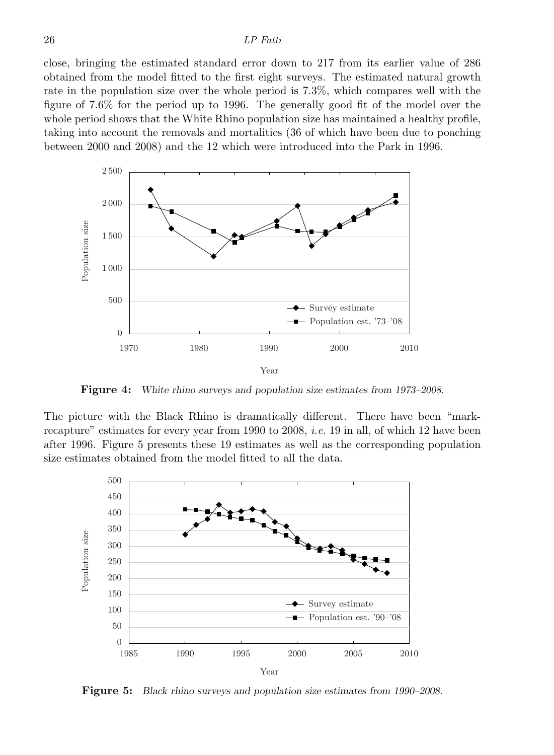close, bringing the estimated standard error down to 217 from its earlier value of 286 obtained from the model fitted to the first eight surveys. The estimated natural growth rate in the population size over the whole period is 7.3%, which compares well with the figure of 7.6% for the period up to 1996. The generally good fit of the model over the whole period shows that the White Rhino population size has maintained a healthy profile, taking into account the removals and mortalities (36 of which have been due to poaching between 2000 and 2008) and the 12 which were introduced into the Park in 1996.

**Figure 4:** *White rhino surveys and population size estimates from 1973–2008.*

The picture with the Black Rhino is dramatically different. There have been "mark-recapture" estimates for every year from 1990 to 2008, *i.e.* 19 in all, of which 12 have been after 1996. Figure 5 presents these 19 estimates as well as the corresponding population size estimates obtained from the model fitted to all the data.

**Figure 5:** *Black rhino surveys and population size estimates from 1990–2008.*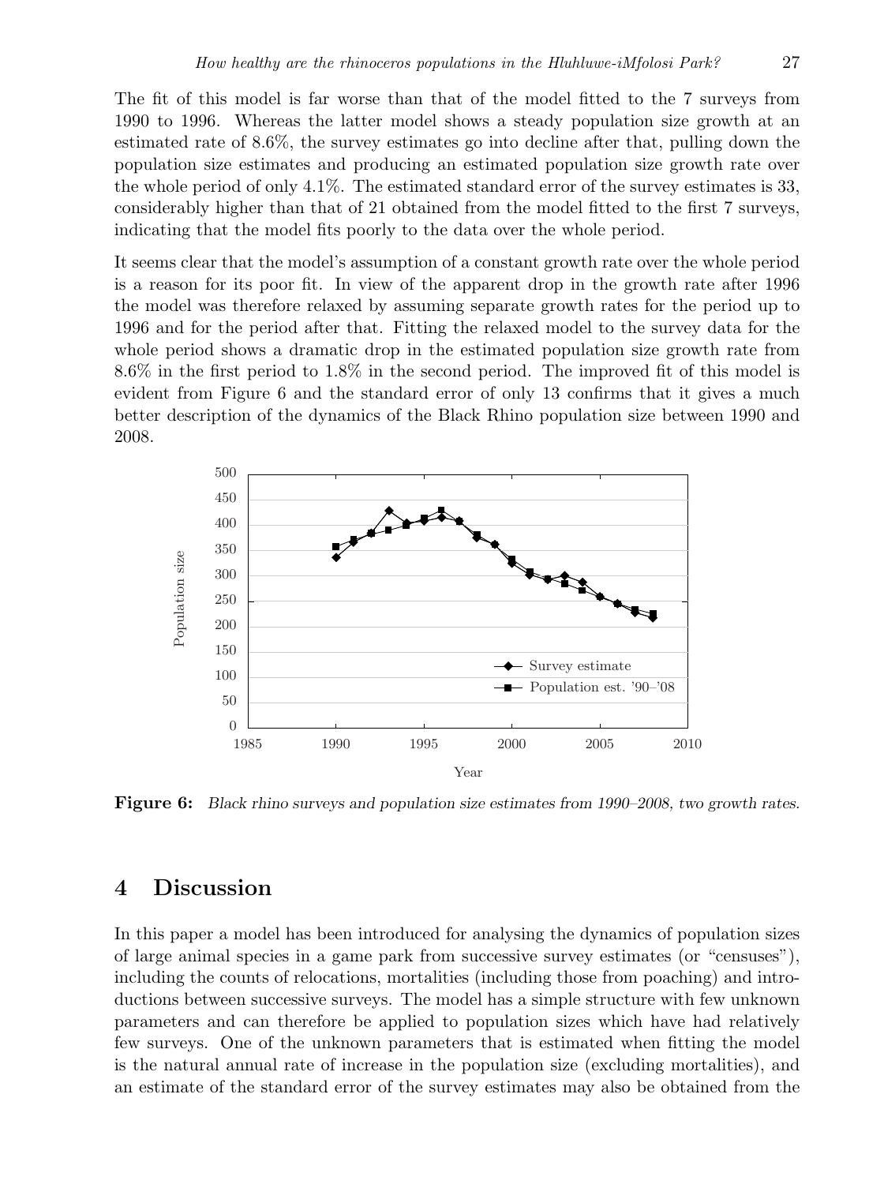The fit of this model is far worse than that of the model fitted to the 7 surveys from 1990 to 1996. Whereas the latter model shows a steady population size growth at an estimated rate of 8.6%, the survey estimates go into decline after that, pulling down the population size estimates and producing an estimated population size growth rate over the whole period of only 4.1%. The estimated standard error of the survey estimates is 33, considerably higher than that of 21 obtained from the model fitted to the first 7 surveys, indicating that the model fits poorly to the data over the whole period.

It seems clear that the model's assumption of a constant growth rate over the whole period is a reason for its poor fit. In view of the apparent drop in the growth rate after 1996 the model was therefore relaxed by assuming separate growth rates for the period up to 1996 and for the period after that. Fitting the relaxed model to the survey data for the whole period shows a dramatic drop in the estimated population size growth rate from 8.6% in the first period to 1.8% in the second period. The improved fit of this model is evident from Figure 6 and the standard error of only 13 confirms that it gives a much better description of the dynamics of the Black Rhino population size between 1990 and 2008.

**Figure 6:** *Black rhino surveys and population size estimates from 1990–2008, two growth rates.*

## 4 Discussion

In this paper a model has been introduced for analysing the dynamics of population sizes of large animal species in a game park from successive survey estimates (or "censuses"), including the counts of relocations, mortalities (including those from poaching) and introductions between successive surveys. The model has a simple structure with few unknown parameters and can therefore be applied to population sizes which have had relatively few surveys. One of the unknown parameters that is estimated when fitting the model is the natural annual rate of increase in the population size (excluding mortalities), and an estimate of the standard error of the survey estimates may also be obtained from the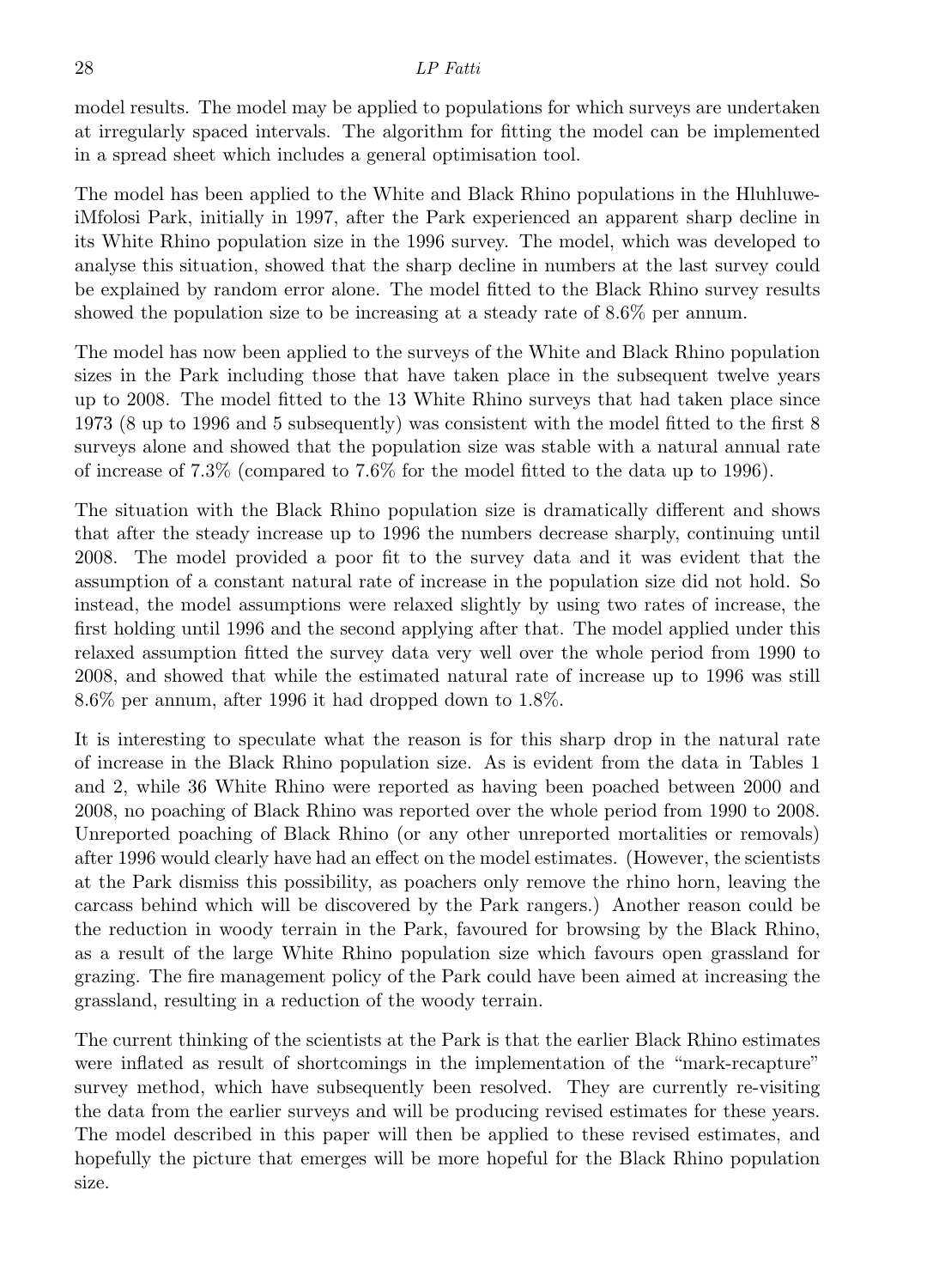model results. The model may be applied to populations for which surveys are undertaken at irregularly spaced intervals. The algorithm for fitting the model can be implemented in a spread sheet which includes a general optimisation tool.

The model has been applied to the White and Black Rhino populations in the Hluhluwe-iMfolosi Park, initially in 1997, after the Park experienced an apparent sharp decline in its White Rhino population size in the 1996 survey. The model, which was developed to analyse this situation, showed that the sharp decline in numbers at the last survey could be explained by random error alone. The model fitted to the Black Rhino survey results showed the population size to be increasing at a steady rate of 8.6% per annum.

The model has now been applied to the surveys of the White and Black Rhino population sizes in the Park including those that have taken place in the subsequent twelve years up to 2008. The model fitted to the 13 White Rhino surveys that had taken place since 1973 (8 up to 1996 and 5 subsequently) was consistent with the model fitted to the first 8 surveys alone and showed that the population size was stable with a natural annual rate of increase of 7.3% (compared to 7.6% for the model fitted to the data up to 1996).

The situation with the Black Rhino population size is dramatically different and shows that after the steady increase up to 1996 the numbers decrease sharply, continuing until 2008. The model provided a poor fit to the survey data and it was evident that the assumption of a constant natural rate of increase in the population size did not hold. So instead, the model assumptions were relaxed slightly by using two rates of increase, the first holding until 1996 and the second applying after that. The model applied under this relaxed assumption fitted the survey data very well over the whole period from 1990 to 2008, and showed that while the estimated natural rate of increase up to 1996 was still 8.6% per annum, after 1996 it had dropped down to 1.8%.

It is interesting to speculate what the reason is for this sharp drop in the natural rate of increase in the Black Rhino population size. As is evident from the data in Tables 1 and 2, while 36 White Rhino were reported as having been poached between 2000 and 2008, no poaching of Black Rhino was reported over the whole period from 1990 to 2008. Unreported poaching of Black Rhino (or any other unreported mortalities or removals) after 1996 would clearly have had an effect on the model estimates. (However, the scientists at the Park dismiss this possibility, as poachers only remove the rhino horn, leaving the carcass behind which will be discovered by the Park rangers.) Another reason could be the reduction in woody terrain in the Park, favoured for browsing by the Black Rhino, as a result of the large White Rhino population size which favours open grassland for grazing. The fire management policy of the Park could have been aimed at increasing the grassland, resulting in a reduction of the woody terrain.

The current thinking of the scientists at the Park is that the earlier Black Rhino estimates were inflated as result of shortcomings in the implementation of the "mark-recapture" survey method, which have subsequently been resolved. They are currently re-visiting the data from the earlier surveys and will be producing revised estimates for these years. The model described in this paper will then be applied to these revised estimates, and hopefully the picture that emerges will be more hopeful for the Black Rhino population size.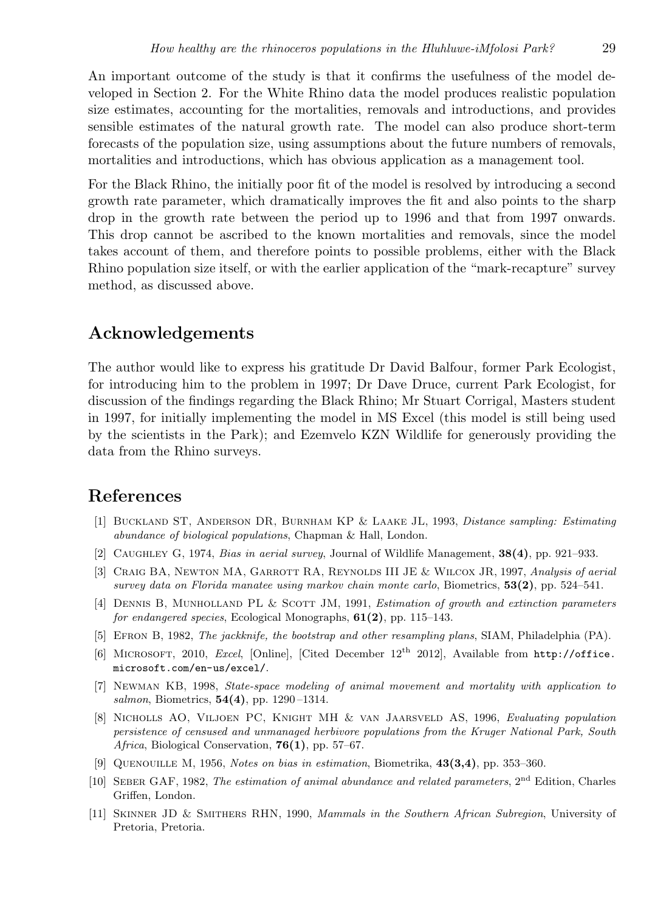An important outcome of the study is that it confirms the usefulness of the model developed in Section 2. For the White Rhino data the model produces realistic population size estimates, accounting for the mortalities, removals and introductions, and provides sensible estimates of the natural growth rate. The model can also produce short-term forecasts of the population size, using assumptions about the future numbers of removals, mortalities and introductions, which has obvious application as a management tool.

For the Black Rhino, the initially poor fit of the model is resolved by introducing a second growth rate parameter, which dramatically improves the fit and also points to the sharp drop in the growth rate between the period up to 1996 and that from 1997 onwards. This drop cannot be ascribed to the known mortalities and removals, since the model takes account of them, and therefore points to possible problems, either with the Black Rhino population size itself, or with the earlier application of the "mark-recapture" survey method, as discussed above.

## Acknowledgements

The author would like to express his gratitude Dr David Balfour, former Park Ecologist, for introducing him to the problem in 1997; Dr Dave Druce, current Park Ecologist, for discussion of the findings regarding the Black Rhino; Mr Stuart Corrigal, Masters student in 1997, for initially implementing the model in MS Excel (this model is still being used by the scientists in the Park); and Ezemvelo KZN Wildlife for generously providing the data from the Rhino surveys.

## References

[1] Buckland ST, Anderson DR, Burnham KP & Laake JL, 1993, *Distance sampling: Estimating abundance of biological populations*, Chapman & Hall, London.

[2] Caughley G, 1974, *Bias in aerial survey*, Journal of Wildlife Management, **38(4)**, pp. 921–933.

[3] Craig BA, Newton MA, Garrott RA, Reynolds III JE & Wilcox JR, 1997, *Analysis of aerial survey data on Florida manatee using markov chain monte carlo*, Biometrics, **53(2)**, pp. 524–541.

[4] Dennis B, Munholland PL & Scott JM, 1991, *Estimation of growth and extinction parameters for endangered species*, Ecological Monographs, **61(2)**, pp. 115–143.

[5] Efron B, 1982, *The jackknife, the bootstrap and other resampling plans*, SIAM, Philadelphia (PA).

[6] Microsoft, 2010, *Excel*, [Online], [Cited December 12th 2012], Available from `http://office.microsoft.com/en-us/excel/`.

[7] Newman KB, 1998, *State-space modeling of animal movement and mortality with application to salmon*, Biometrics, **54(4)**, pp. 1290 –1314.

[8] Nicholls AO, Viljoen PC, Knight MH & van Jaarsveld AS, 1996, *Evaluating population persistence of censused and unmanaged herbivore populations from the Kruger National Park, South Africa*, Biological Conservation, **76(1)**, pp. 57–67.

[9] Quenouille M, 1956, *Notes on bias in estimation*, Biometrika, **43(3,4)**, pp. 353–360.

[10] Seber GAF, 1982, *The estimation of animal abundance and related parameters*, 2nd Edition, Charles Griffen, London.

[11] Skinner JD & Smithers RHN, 1990, *Mammals in the Southern African Subregion*, University of Pretoria, Pretoria.